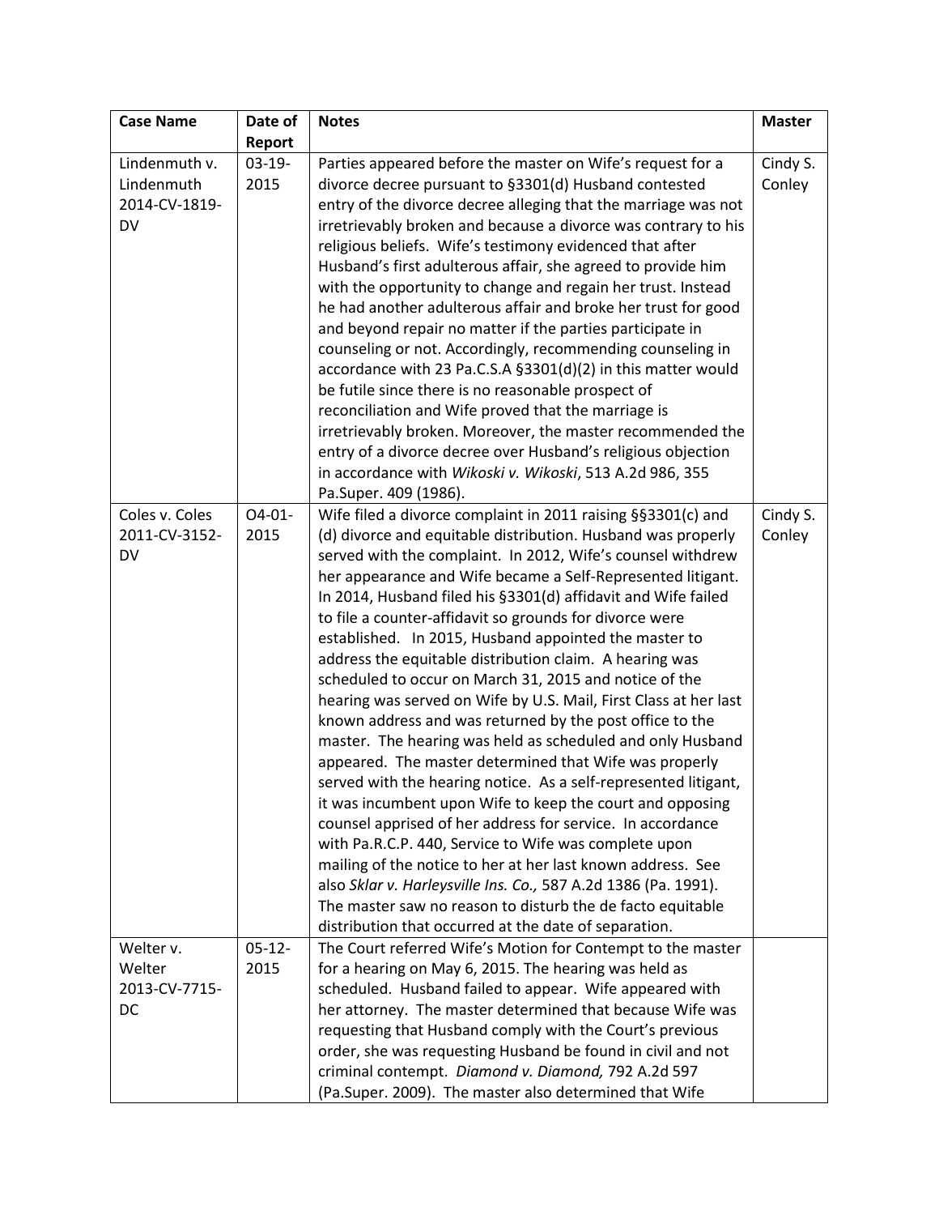| Case Name | Date of Report | Notes | Master |
|---|---|---|---|
| Lindenmuth v. Lindenmuth 2014-CV-1819-DV | 03-19-2015 | Parties appeared before the master on Wife's request for a divorce decree pursuant to §3301(d) Husband contested entry of the divorce decree alleging that the marriage was not irretrievably broken and because a divorce was contrary to his religious beliefs. Wife's testimony evidenced that after Husband's first adulterous affair, she agreed to provide him with the opportunity to change and regain her trust. Instead he had another adulterous affair and broke her trust for good and beyond repair no matter if the parties participate in counseling or not. Accordingly, recommending counseling in accordance with 23 Pa.C.S.A §3301(d)(2) in this matter would be futile since there is no reasonable prospect of reconciliation and Wife proved that the marriage is irretrievably broken. Moreover, the master recommended the entry of a divorce decree over Husband's religious objection in accordance with *Wikoski v. Wikoski*, 513 A.2d 986, 355 Pa.Super. 409 (1986). | Cindy S. Conley |
| Coles v. Coles 2011-CV-3152-DV | O4-01-2015 | Wife filed a divorce complaint in 2011 raising §§3301(c) and (d) divorce and equitable distribution. Husband was properly served with the complaint. In 2012, Wife's counsel withdrew her appearance and Wife became a Self-Represented litigant. In 2014, Husband filed his §3301(d) affidavit and Wife failed to file a counter-affidavit so grounds for divorce were established. In 2015, Husband appointed the master to address the equitable distribution claim. A hearing was scheduled to occur on March 31, 2015 and notice of the hearing was served on Wife by U.S. Mail, First Class at her last known address and was returned by the post office to the master. The hearing was held as scheduled and only Husband appeared. The master determined that Wife was properly served with the hearing notice. As a self-represented litigant, it was incumbent upon Wife to keep the court and opposing counsel apprised of her address for service. In accordance with Pa.R.C.P. 440, Service to Wife was complete upon mailing of the notice to her at her last known address. See also *Sklar v. Harleysville Ins. Co.,* 587 A.2d 1386 (Pa. 1991). The master saw no reason to disturb the de facto equitable distribution that occurred at the date of separation. | Cindy S. Conley |
| Welter v. Welter 2013-CV-7715-DC | 05-12-2015 | The Court referred Wife's Motion for Contempt to the master for a hearing on May 6, 2015. The hearing was held as scheduled. Husband failed to appear. Wife appeared with her attorney. The master determined that because Wife was requesting that Husband comply with the Court's previous order, she was requesting Husband be found in civil and not criminal contempt. *Diamond v. Diamond,* 792 A.2d 597 (Pa.Super. 2009). The master also determined that Wife | |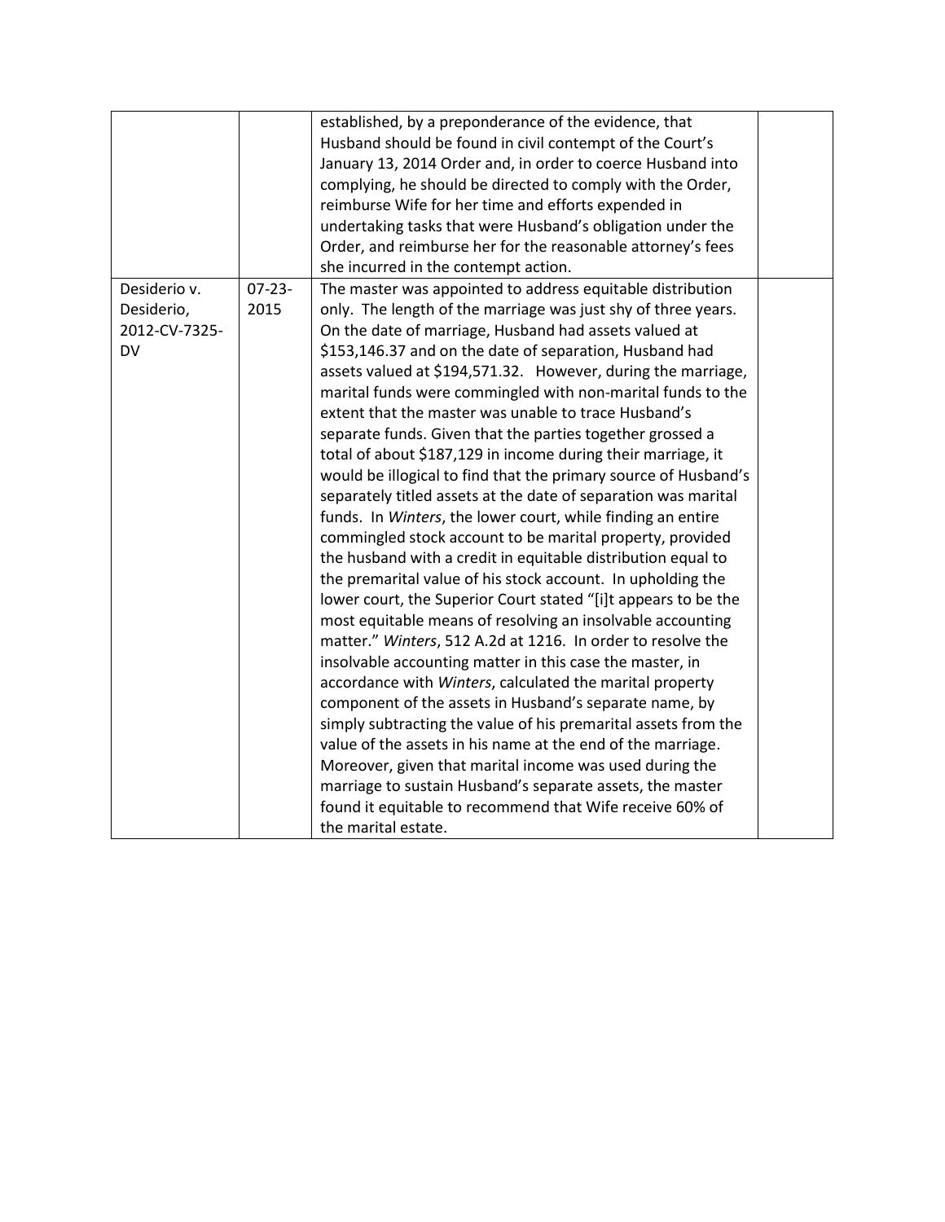| | | | |
|---|---|---|---|
| | | established, by a preponderance of the evidence, that Husband should be found in civil contempt of the Court's January 13, 2014 Order and, in order to coerce Husband into complying, he should be directed to comply with the Order, reimburse Wife for her time and efforts expended in undertaking tasks that were Husband's obligation under the Order, and reimburse her for the reasonable attorney's fees she incurred in the contempt action. | |
| Desiderio v. Desiderio, 2012-CV-7325-DV | 07-23-2015 | The master was appointed to address equitable distribution only. The length of the marriage was just shy of three years. On the date of marriage, Husband had assets valued at $153,146.37 and on the date of separation, Husband had assets valued at $194,571.32. However, during the marriage, marital funds were commingled with non-marital funds to the extent that the master was unable to trace Husband's separate funds. Given that the parties together grossed a total of about $187,129 in income during their marriage, it would be illogical to find that the primary source of Husband's separately titled assets at the date of separation was marital funds. In *Winters*, the lower court, while finding an entire commingled stock account to be marital property, provided the husband with a credit in equitable distribution equal to the premarital value of his stock account. In upholding the lower court, the Superior Court stated "[i]t appears to be the most equitable means of resolving an insolvable accounting matter." *Winters*, 512 A.2d at 1216. In order to resolve the insolvable accounting matter in this case the master, in accordance with *Winters*, calculated the marital property component of the assets in Husband's separate name, by simply subtracting the value of his premarital assets from the value of the assets in his name at the end of the marriage. Moreover, given that marital income was used during the marriage to sustain Husband's separate assets, the master found it equitable to recommend that Wife receive 60% of the marital estate. | |